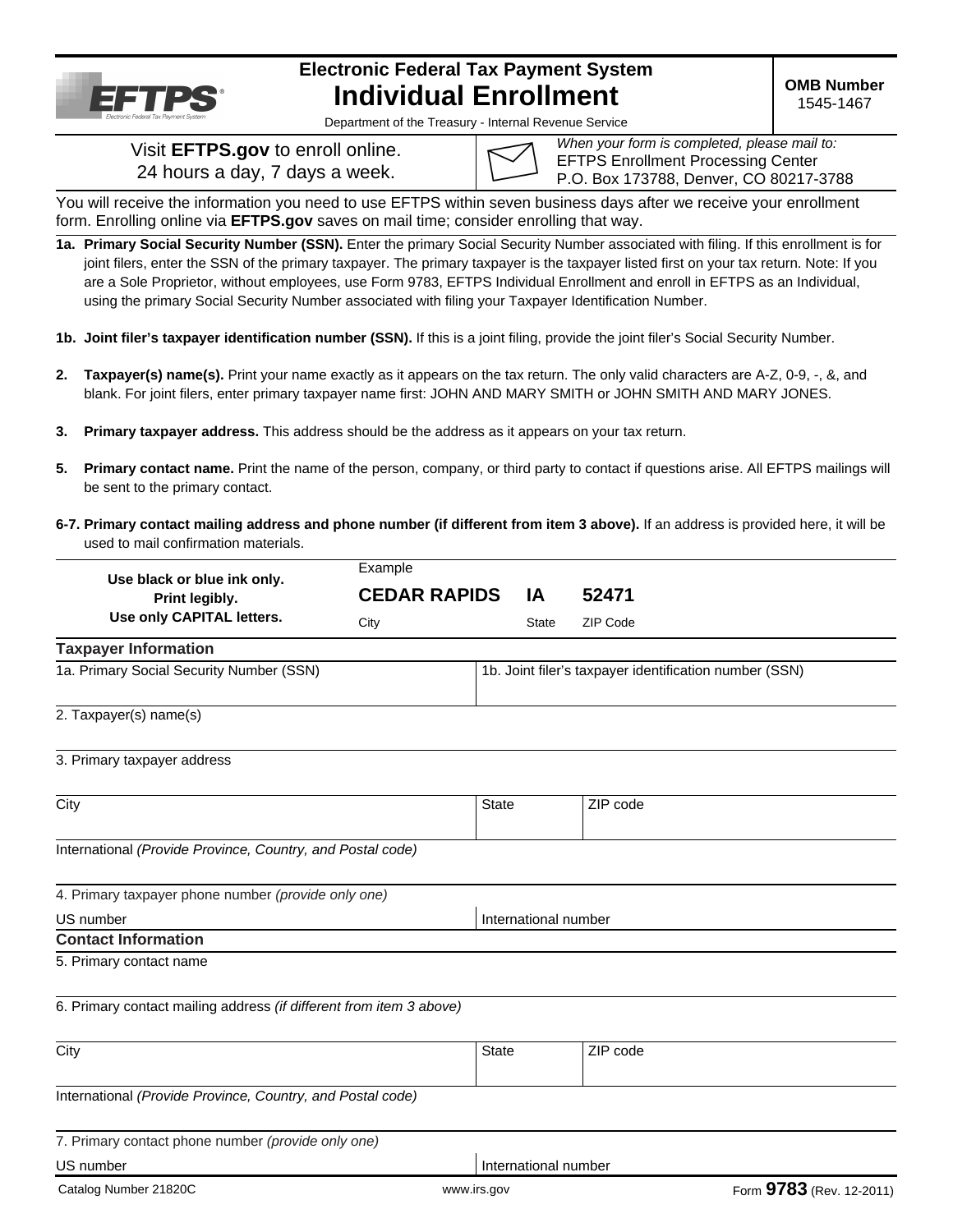# Electronic Federal Tax Payment System
# Individual Enrollment

Department of the Treasury - Internal Revenue Service

**OMB Number** 1545-1467

Visit **EFTPS.gov** to enroll online.
24 hours a day, 7 days a week.

*When your form is completed, please mail to:*
EFTPS Enrollment Processing Center
P.O. Box 173788, Denver, CO 80217-3788

You will receive the information you need to use EFTPS within seven business days after we receive your enrollment form. Enrolling online via **EFTPS.gov** saves on mail time; consider enrolling that way.

**1a. Primary Social Security Number (SSN).** Enter the primary Social Security Number associated with filing. If this enrollment is for joint filers, enter the SSN of the primary taxpayer. The primary taxpayer is the taxpayer listed first on your tax return. Note: If you are a Sole Proprietor, without employees, use Form 9783, EFTPS Individual Enrollment and enroll in EFTPS as an Individual, using the primary Social Security Number associated with filing your Taxpayer Identification Number.

**1b. Joint filer's taxpayer identification number (SSN).** If this is a joint filing, provide the joint filer's Social Security Number.

**2. Taxpayer(s) name(s).** Print your name exactly as it appears on the tax return. The only valid characters are A-Z, 0-9, -, &, and blank. For joint filers, enter primary taxpayer name first: JOHN AND MARY SMITH or JOHN SMITH AND MARY JONES.

**3. Primary taxpayer address.** This address should be the address as it appears on your tax return.

**5. Primary contact name.** Print the name of the person, company, or third party to contact if questions arise. All EFTPS mailings will be sent to the primary contact.

**6-7. Primary contact mailing address and phone number (if different from item 3 above).** If an address is provided here, it will be used to mail confirmation materials.

**Use black or blue ink only.**
**Print legibly.**
**Use only CAPITAL letters.**

Example

| City | State | ZIP Code |
|---|---|---|
| **CEDAR RAPIDS** | **IA** | **52471** |

## Taxpayer Information

| 1a. Primary Social Security Number (SSN) | 1b. Joint filer's taxpayer identification number (SSN) |
|---|---|
| | |

2. Taxpayer(s) name(s)

3. Primary taxpayer address

| City | State | ZIP code |
|---|---|---|
| | | |

International *(Provide Province, Country, and Postal code)*

4. Primary taxpayer phone number *(provide only one)*

| US number | International number |
|---|---|
| | |

## Contact Information

5. Primary contact name

6. Primary contact mailing address *(if different from item 3 above)*

| City | State | ZIP code |
|---|---|---|
| | | |

International *(Provide Province, Country, and Postal code)*

7. Primary contact phone number *(provide only one)*

| US number | International number |
|---|---|
| | |

Catalog Number 21820C | www.irs.gov | Form **9783** (Rev. 12-2011)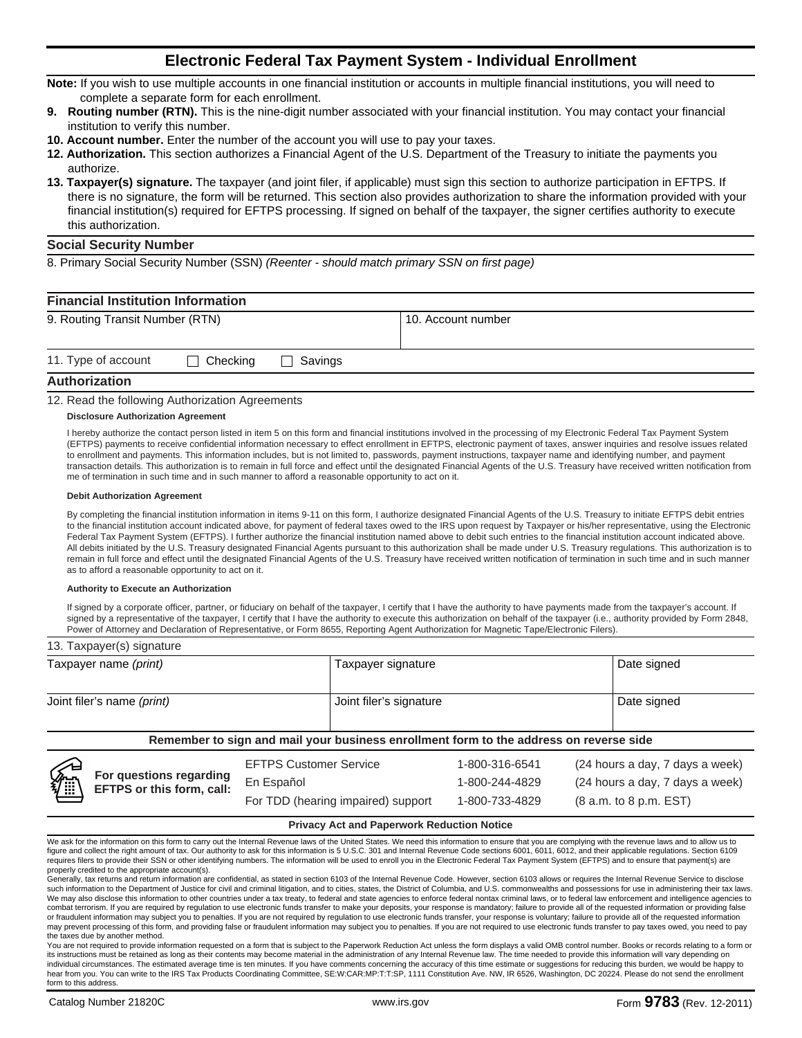# Electronic Federal Tax Payment System - Individual Enrollment

**Note:** If you wish to use multiple accounts in one financial institution or accounts in multiple financial institutions, you will need to complete a separate form for each enrollment.

**9. Routing number (RTN).** This is the nine-digit number associated with your financial institution. You may contact your financial institution to verify this number.

**10. Account number.** Enter the number of the account you will use to pay your taxes.

**12. Authorization.** This section authorizes a Financial Agent of the U.S. Department of the Treasury to initiate the payments you authorize.

**13. Taxpayer(s) signature.** The taxpayer (and joint filer, if applicable) must sign this section to authorize participation in EFTPS. If there is no signature, the form will be returned. This section also provides authorization to share the information provided with your financial institution(s) required for EFTPS processing. If signed on behalf of the taxpayer, the signer certifies authority to execute this authorization.

## Social Security Number

8. Primary Social Security Number (SSN) *(Reenter - should match primary SSN on first page)*

## Financial Institution Information

| 9. Routing Transit Number (RTN) | 10. Account number |
|---|---|
| | |

11. Type of account ☐ Checking ☐ Savings

## Authorization

12. Read the following Authorization Agreements

**Disclosure Authorization Agreement**

I hereby authorize the contact person listed in item 5 on this form and financial institutions involved in the processing of my Electronic Federal Tax Payment System (EFTPS) payments to receive confidential information necessary to effect enrollment in EFTPS, electronic payment of taxes, answer inquiries and resolve issues related to enrollment and payments. This information includes, but is not limited to, passwords, payment instructions, taxpayer name and identifying number, and payment transaction details. This authorization is to remain in full force and effect until the designated Financial Agents of the U.S. Treasury have received written notification from me of termination in such time and in such manner to afford a reasonable opportunity to act on it.

**Debit Authorization Agreement**

By completing the financial institution information in items 9-11 on this form, I authorize designated Financial Agents of the U.S. Treasury to initiate EFTPS debit entries to the financial institution account indicated above, for payment of federal taxes owed to the IRS upon request by Taxpayer or his/her representative, using the Electronic Federal Tax Payment System (EFTPS). I further authorize the financial institution named above to debit such entries to the financial institution account indicated above. All debits initiated by the U.S. Treasury designated Financial Agents pursuant to this authorization shall be made under U.S. Treasury regulations. This authorization is to remain in full force and effect until the designated Financial Agents of the U.S. Treasury have received written notification of termination in such time and in such manner as to afford a reasonable opportunity to act on it.

**Authority to Execute an Authorization**

If signed by a corporate officer, partner, or fiduciary on behalf of the taxpayer, I certify that I have the authority to have payments made from the taxpayer's account. If signed by a representative of the taxpayer, I certify that I have the authority to execute this authorization on behalf of the taxpayer (i.e., authority provided by Form 2848, Power of Attorney and Declaration of Representative, or Form 8655, Reporting Agent Authorization for Magnetic Tape/Electronic Filers).

13. Taxpayer(s) signature

| Taxpayer name *(print)* | Taxpayer signature | Date signed |
|---|---|---|
| Joint filer's name *(print)* | Joint filer's signature | Date signed |

**Remember to sign and mail your business enrollment form to the address on reverse side**

| For questions regarding EFTPS or this form, call: | | | |
|---|---|---|---|
| | EFTPS Customer Service | 1-800-316-6541 | (24 hours a day, 7 days a week) |
| | En Español | 1-800-244-4829 | (24 hours a day, 7 days a week) |
| | For TDD (hearing impaired) support | 1-800-733-4829 | (8 a.m. to 8 p.m. EST) |

**Privacy Act and Paperwork Reduction Notice**

We ask for the information on this form to carry out the Internal Revenue laws of the United States. We need this information to ensure that you are complying with the revenue laws and to allow us to figure and collect the right amount of tax. Our authority to ask for this information is 5 U.S.C. 301 and Internal Revenue Code sections 6001, 6011, 6012, and their applicable regulations. Section 6109 requires filers to provide their SSN or other identifying numbers. The information will be used to enroll you in the Electronic Federal Tax Payment System (EFTPS) and to ensure that payment(s) are properly credited to the appropriate account(s).

Generally, tax returns and return information are confidential, as stated in section 6103 of the Internal Revenue Code. However, section 6103 allows or requires the Internal Revenue Service to disclose such information to the Department of Justice for civil and criminal litigation, and to cities, states, the District of Columbia, and U.S. commonwealths and possessions for use in administering their tax laws. We may also disclose this information to other countries under a tax treaty, to federal and state agencies to enforce federal nontax criminal laws, or to federal law enforcement and intelligence agencies to combat terrorism. If you are required by regulation to use electronic funds transfer to make your deposits, your response is mandatory; failure to provide all of the requested information or providing false or fraudulent information may subject you to penalties. If you are not required by regulation to use electronic funds transfer, your response is voluntary; failure to provide all of the requested information may prevent processing of this form, and providing false or fraudulent information may subject you to penalties. If you are not required to use electronic funds transfer to pay taxes owed, you need to pay the taxes due by another method.

You are not required to provide information requested on a form that is subject to the Paperwork Reduction Act unless the form displays a valid OMB control number. Books or records relating to a form or its instructions must be retained as long as their contents may become material in the administration of any Internal Revenue law. The time needed to provide this information will vary depending on individual circumstances. The estimated average time is ten minutes. If you have comments concerning the accuracy of this time estimate or suggestions for reducing this burden, we would be happy to hear from you. You can write to the IRS Tax Products Coordinating Committee, SE:W:CAR:MP:T:T:SP, 1111 Constitution Ave. NW, IR 6526, Washington, DC 20224. Please do not send the enrollment form to this address.

Catalog Number 21820C www.irs.gov Form **9783** (Rev. 12-2011)